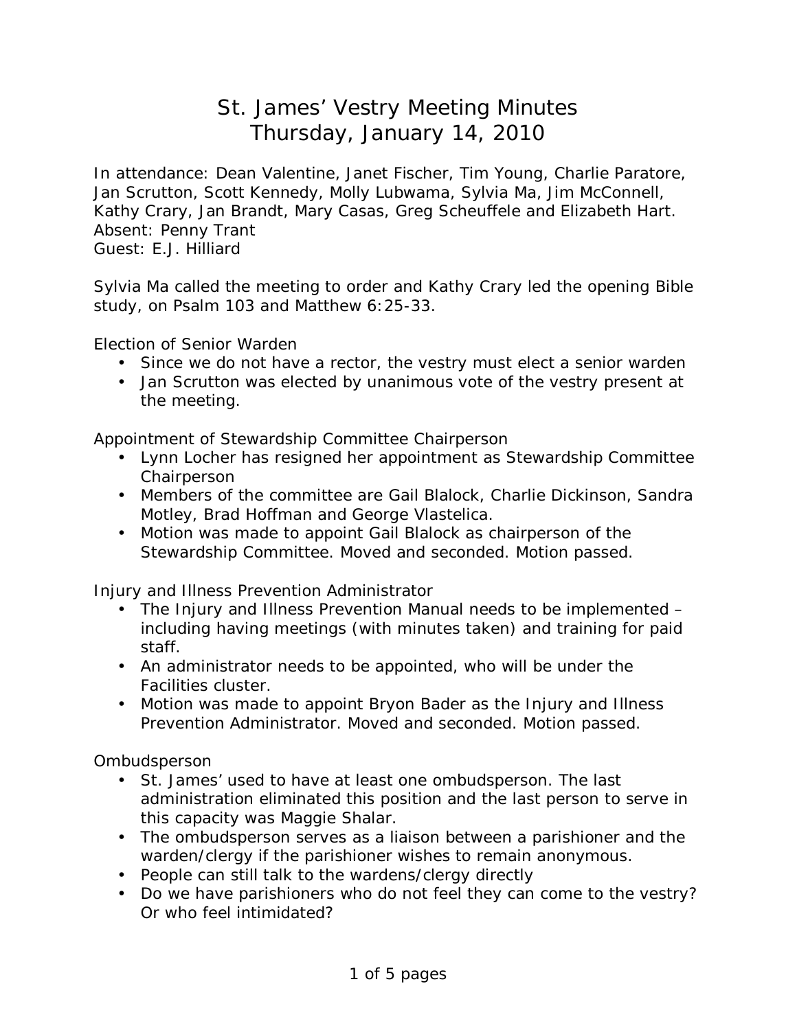# St. James' Vestry Meeting Minutes
## Thursday, January 14, 2010

In attendance: Dean Valentine, Janet Fischer, Tim Young, Charlie Paratore, Jan Scrutton, Scott Kennedy, Molly Lubwama, Sylvia Ma, Jim McConnell, Kathy Crary, Jan Brandt, Mary Casas, Greg Scheuffele and Elizabeth Hart.
Absent: Penny Trant
Guest: E.J. Hilliard

Sylvia Ma called the meeting to order and Kathy Crary led the opening Bible study, on Psalm 103 and Matthew 6:25-33.

Election of Senior Warden

- Since we do not have a rector, the vestry must elect a senior warden
- Jan Scrutton was elected by unanimous vote of the vestry present at the meeting.

Appointment of Stewardship Committee Chairperson

- Lynn Locher has resigned her appointment as Stewardship Committee Chairperson
- Members of the committee are Gail Blalock, Charlie Dickinson, Sandra Motley, Brad Hoffman and George Vlastelica.
- Motion was made to appoint Gail Blalock as chairperson of the Stewardship Committee. Moved and seconded. Motion passed.

Injury and Illness Prevention Administrator

- The Injury and Illness Prevention Manual needs to be implemented – including having meetings (with minutes taken) and training for paid staff.
- An administrator needs to be appointed, who will be under the Facilities cluster.
- Motion was made to appoint Bryon Bader as the Injury and Illness Prevention Administrator. Moved and seconded. Motion passed.

Ombudsperson

- St. James' used to have at least one ombudsperson. The last administration eliminated this position and the last person to serve in this capacity was Maggie Shalar.
- The ombudsperson serves as a liaison between a parishioner and the warden/clergy if the parishioner wishes to remain anonymous.
- People can still talk to the wardens/clergy directly
- Do we have parishioners who do not feel they can come to the vestry? Or who feel intimidated?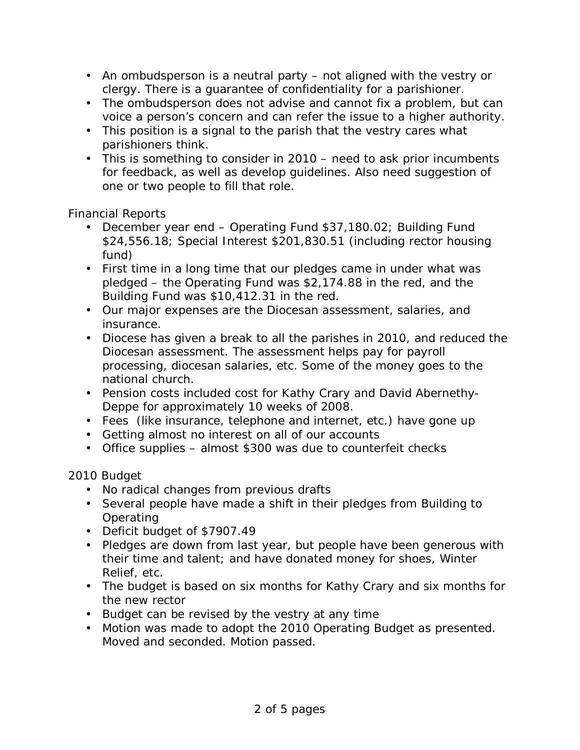- An ombudsperson is a neutral party – not aligned with the vestry or clergy. There is a guarantee of confidentiality for a parishioner.
- The ombudsperson does not advise and cannot fix a problem, but can voice a person's concern and can refer the issue to a higher authority.
- This position is a signal to the parish that the vestry cares what parishioners think.
- This is something to consider in 2010 – need to ask prior incumbents for feedback, as well as develop guidelines. Also need suggestion of one or two people to fill that role.

Financial Reports

- December year end – Operating Fund $37,180.02; Building Fund $24,556.18; Special Interest $201,830.51 (including rector housing fund)
- First time in a long time that our pledges came in under what was pledged – the Operating Fund was $2,174.88 in the red, and the Building Fund was $10,412.31 in the red.
- Our major expenses are the Diocesan assessment, salaries, and insurance.
- Diocese has given a break to all the parishes in 2010, and reduced the Diocesan assessment. The assessment helps pay for payroll processing, diocesan salaries, etc. Some of the money goes to the national church.
- Pension costs included cost for Kathy Crary and David Abernethy-Deppe for approximately 10 weeks of 2008.
- Fees (like insurance, telephone and internet, etc.) have gone up
- Getting almost no interest on all of our accounts
- Office supplies – almost $300 was due to counterfeit checks

2010 Budget

- No radical changes from previous drafts
- Several people have made a shift in their pledges from Building to Operating
- Deficit budget of $7907.49
- Pledges are down from last year, but people have been generous with their time and talent; and have donated money for shoes, Winter Relief, etc.
- The budget is based on six months for Kathy Crary and six months for the new rector
- Budget can be revised by the vestry at any time
- Motion was made to adopt the 2010 Operating Budget as presented. Moved and seconded. Motion passed.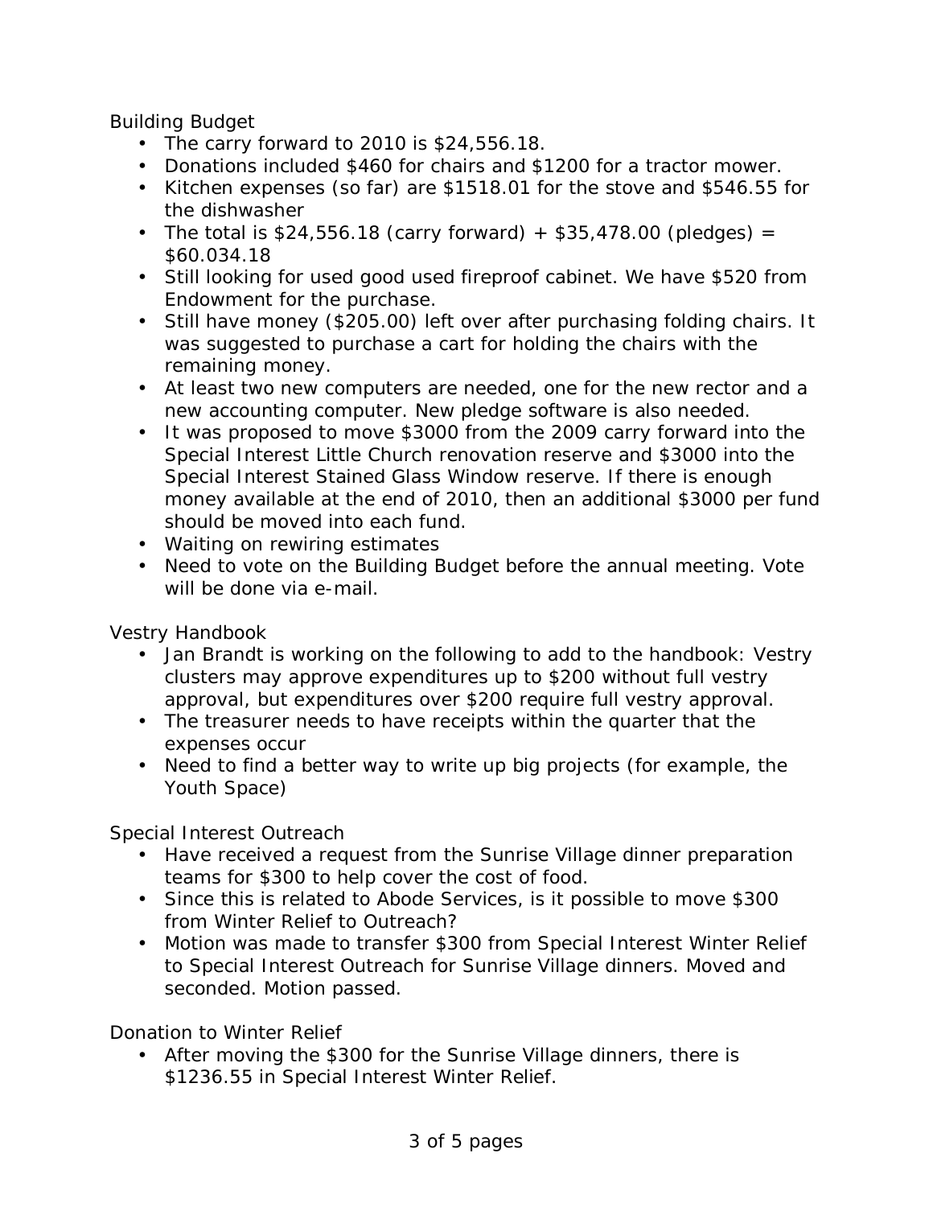Building Budget

- The carry forward to 2010 is $24,556.18.
- Donations included $460 for chairs and $1200 for a tractor mower.
- Kitchen expenses (so far) are $1518.01 for the stove and $546.55 for the dishwasher
- The total is $24,556.18 (carry forward) + $35,478.00 (pledges) = $60.034.18
- Still looking for used good used fireproof cabinet. We have $520 from Endowment for the purchase.
- Still have money ($205.00) left over after purchasing folding chairs. It was suggested to purchase a cart for holding the chairs with the remaining money.
- At least two new computers are needed, one for the new rector and a new accounting computer. New pledge software is also needed.
- It was proposed to move $3000 from the 2009 carry forward into the Special Interest Little Church renovation reserve and $3000 into the Special Interest Stained Glass Window reserve. If there is enough money available at the end of 2010, then an additional $3000 per fund should be moved into each fund.
- Waiting on rewiring estimates
- Need to vote on the Building Budget before the annual meeting. Vote will be done via e-mail.

Vestry Handbook

- Jan Brandt is working on the following to add to the handbook: Vestry clusters may approve expenditures up to $200 without full vestry approval, but expenditures over $200 require full vestry approval.
- The treasurer needs to have receipts within the quarter that the expenses occur
- Need to find a better way to write up big projects (for example, the Youth Space)

Special Interest Outreach

- Have received a request from the Sunrise Village dinner preparation teams for $300 to help cover the cost of food.
- Since this is related to Abode Services, is it possible to move $300 from Winter Relief to Outreach?
- Motion was made to transfer $300 from Special Interest Winter Relief to Special Interest Outreach for Sunrise Village dinners. Moved and seconded. Motion passed.

Donation to Winter Relief

- After moving the $300 for the Sunrise Village dinners, there is $1236.55 in Special Interest Winter Relief.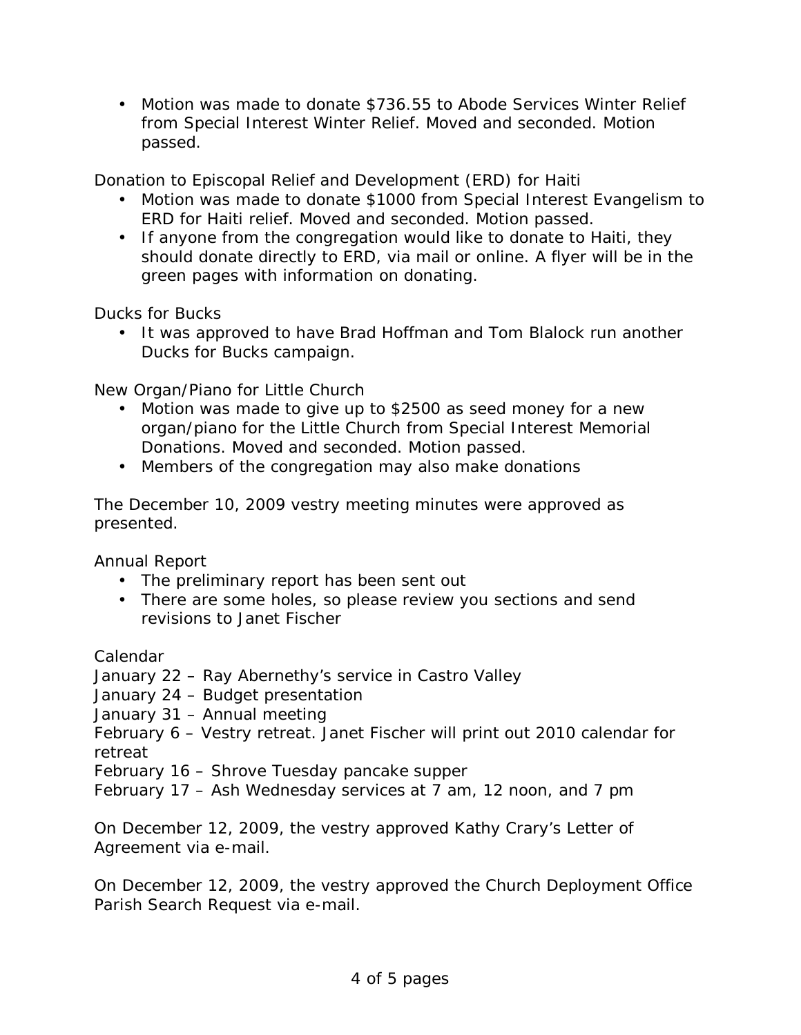- Motion was made to donate $736.55 to Abode Services Winter Relief from Special Interest Winter Relief. Moved and seconded. Motion passed.

Donation to Episcopal Relief and Development (ERD) for Haiti

- Motion was made to donate $1000 from Special Interest Evangelism to ERD for Haiti relief. Moved and seconded. Motion passed.
- If anyone from the congregation would like to donate to Haiti, they should donate directly to ERD, via mail or online. A flyer will be in the green pages with information on donating.

Ducks for Bucks

- It was approved to have Brad Hoffman and Tom Blalock run another Ducks for Bucks campaign.

New Organ/Piano for Little Church

- Motion was made to give up to $2500 as seed money for a new organ/piano for the Little Church from Special Interest Memorial Donations. Moved and seconded. Motion passed.
- Members of the congregation may also make donations

The December 10, 2009 vestry meeting minutes were approved as presented.

Annual Report

- The preliminary report has been sent out
- There are some holes, so please review you sections and send revisions to Janet Fischer

Calendar

January 22 – Ray Abernethy's service in Castro Valley
January 24 – Budget presentation
January 31 – Annual meeting
February 6 – Vestry retreat. Janet Fischer will print out 2010 calendar for retreat
February 16 – Shrove Tuesday pancake supper
February 17 – Ash Wednesday services at 7 am, 12 noon, and 7 pm

On December 12, 2009, the vestry approved Kathy Crary's Letter of Agreement via e-mail.

On December 12, 2009, the vestry approved the Church Deployment Office Parish Search Request via e-mail.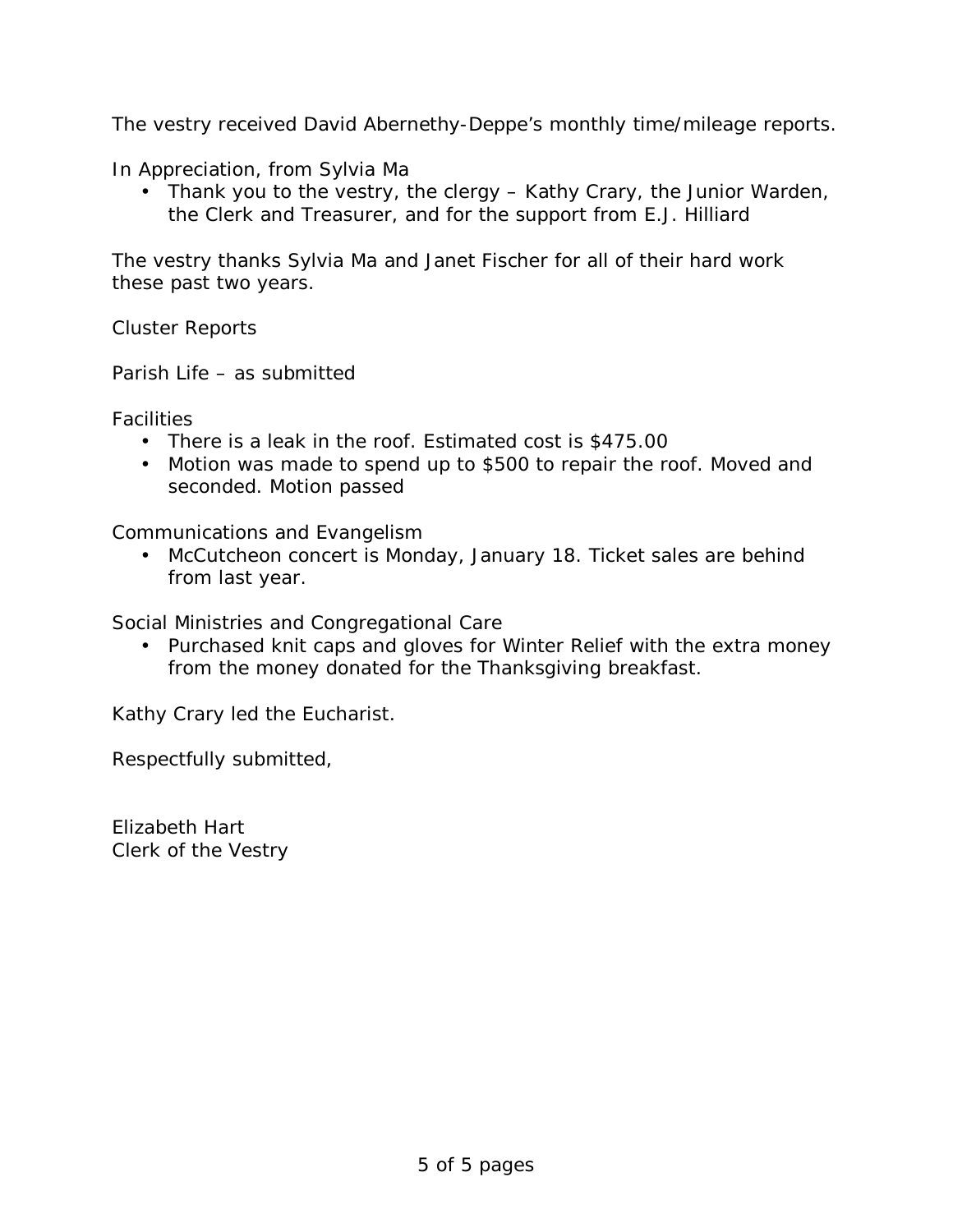The vestry received David Abernethy-Deppe's monthly time/mileage reports.

In Appreciation, from Sylvia Ma

- Thank you to the vestry, the clergy – Kathy Crary, the Junior Warden, the Clerk and Treasurer, and for the support from E.J. Hilliard

The vestry thanks Sylvia Ma and Janet Fischer for all of their hard work these past two years.

Cluster Reports

Parish Life – as submitted

Facilities

- There is a leak in the roof. Estimated cost is $475.00
- Motion was made to spend up to $500 to repair the roof. Moved and seconded. Motion passed

Communications and Evangelism

- McCutcheon concert is Monday, January 18. Ticket sales are behind from last year.

Social Ministries and Congregational Care

- Purchased knit caps and gloves for Winter Relief with the extra money from the money donated for the Thanksgiving breakfast.

Kathy Crary led the Eucharist.

Respectfully submitted,

Elizabeth Hart
Clerk of the Vestry